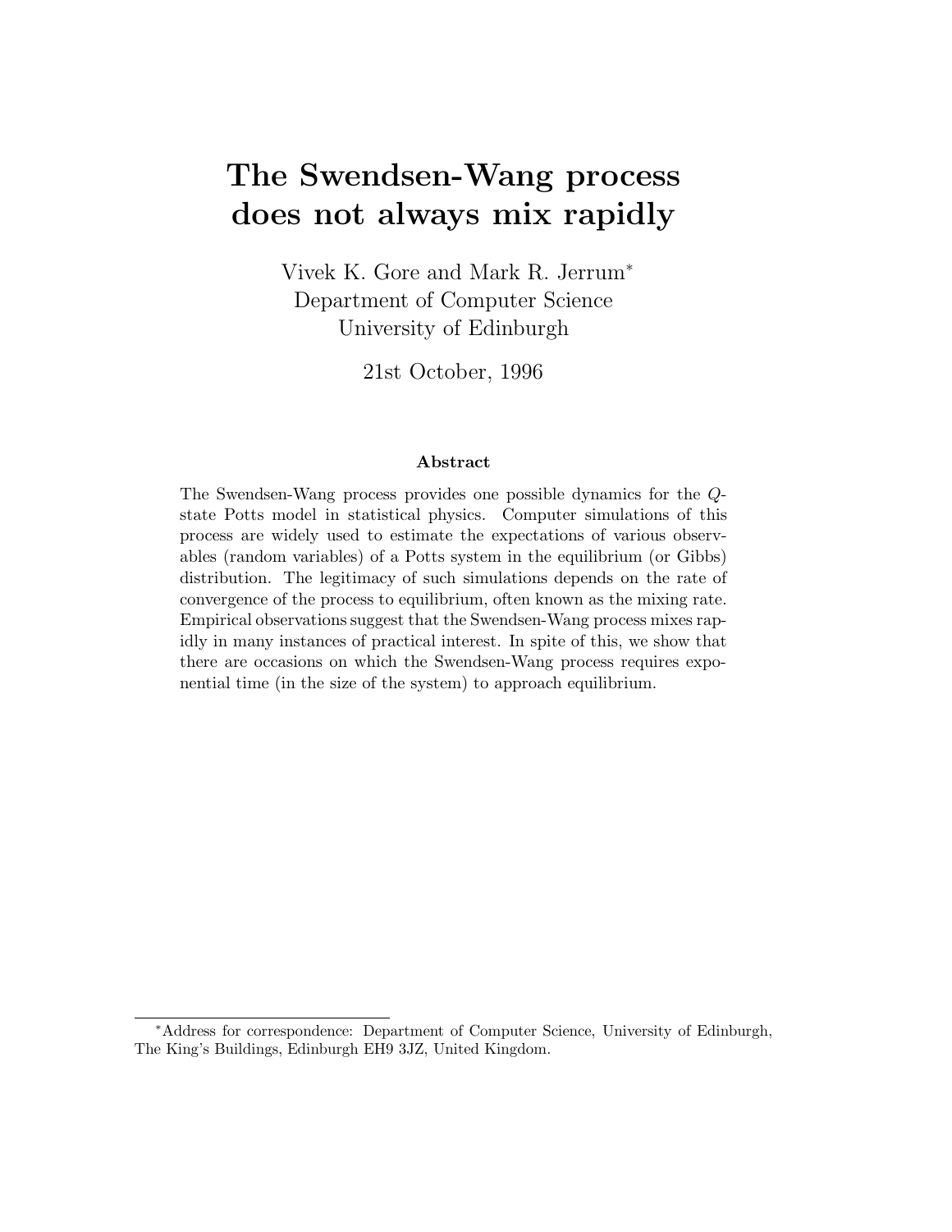# The Swendsen-Wang process does not always mix rapidly

Vivek K. Gore and Mark R. Jerrum*
Department of Computer Science
University of Edinburgh

21st October, 1996

### Abstract

The Swendsen-Wang process provides one possible dynamics for the $Q$-state Potts model in statistical physics. Computer simulations of this process are widely used to estimate the expectations of various observables (random variables) of a Potts system in the equilibrium (or Gibbs) distribution. The legitimacy of such simulations depends on the rate of convergence of the process to equilibrium, often known as the mixing rate. Empirical observations suggest that the Swendsen-Wang process mixes rapidly in many instances of practical interest. In spite of this, we show that there are occasions on which the Swendsen-Wang process requires exponential time (in the size of the system) to approach equilibrium.

---

*Address for correspondence: Department of Computer Science, University of Edinburgh, The King's Buildings, Edinburgh EH9 3JZ, United Kingdom.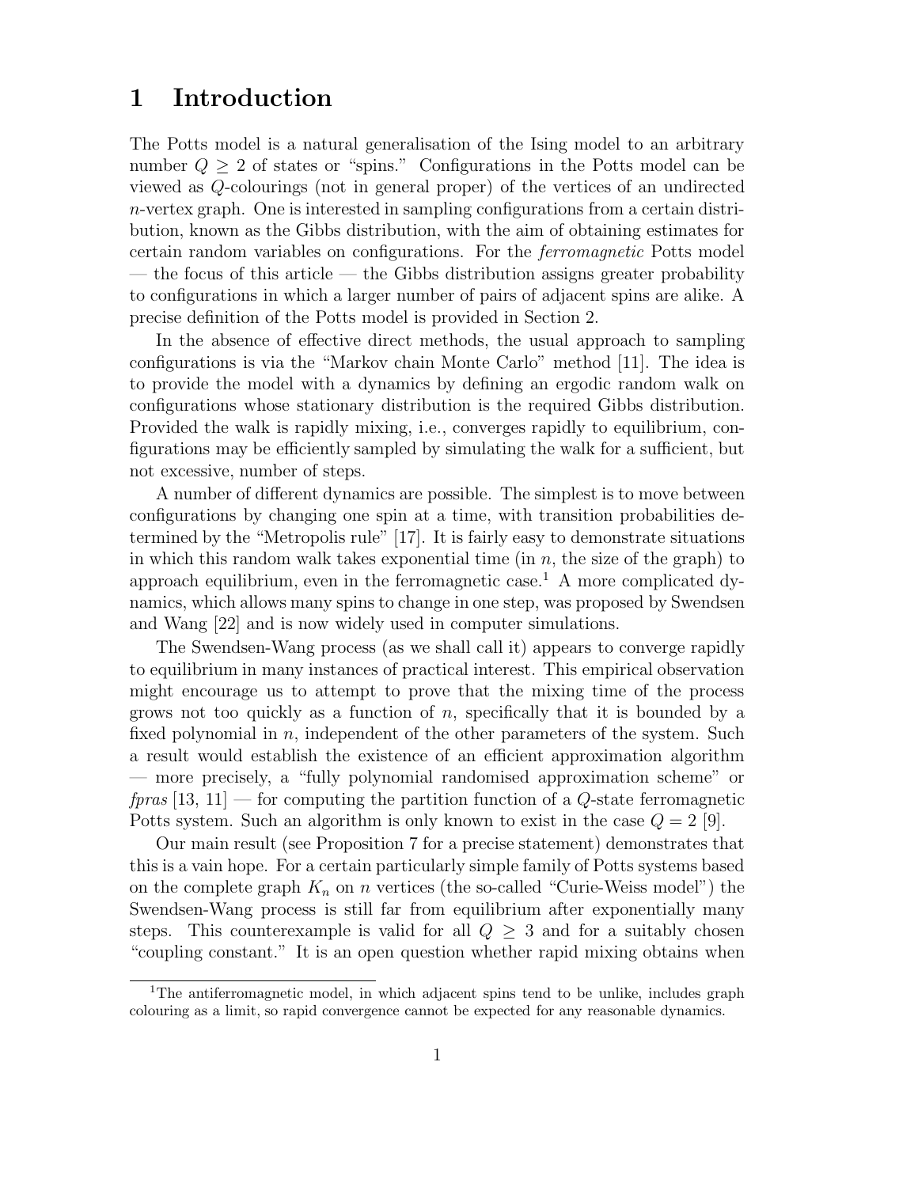# 1 Introduction

The Potts model is a natural generalisation of the Ising model to an arbitrary number $Q \geq 2$ of states or "spins." Configurations in the Potts model can be viewed as $Q$-colourings (not in general proper) of the vertices of an undirected $n$-vertex graph. One is interested in sampling configurations from a certain distribution, known as the Gibbs distribution, with the aim of obtaining estimates for certain random variables on configurations. For the *ferromagnetic* Potts model — the focus of this article — the Gibbs distribution assigns greater probability to configurations in which a larger number of pairs of adjacent spins are alike. A precise definition of the Potts model is provided in Section 2.

In the absence of effective direct methods, the usual approach to sampling configurations is via the "Markov chain Monte Carlo" method [11]. The idea is to provide the model with a dynamics by defining an ergodic random walk on configurations whose stationary distribution is the required Gibbs distribution. Provided the walk is rapidly mixing, i.e., converges rapidly to equilibrium, configurations may be efficiently sampled by simulating the walk for a sufficient, but not excessive, number of steps.

A number of different dynamics are possible. The simplest is to move between configurations by changing one spin at a time, with transition probabilities determined by the "Metropolis rule" [17]. It is fairly easy to demonstrate situations in which this random walk takes exponential time (in $n$, the size of the graph) to approach equilibrium, even in the ferromagnetic case.[1] A more complicated dynamics, which allows many spins to change in one step, was proposed by Swendsen and Wang [22] and is now widely used in computer simulations.

The Swendsen-Wang process (as we shall call it) appears to converge rapidly to equilibrium in many instances of practical interest. This empirical observation might encourage us to attempt to prove that the mixing time of the process grows not too quickly as a function of $n$, specifically that it is bounded by a fixed polynomial in $n$, independent of the other parameters of the system. Such a result would establish the existence of an efficient approximation algorithm — more precisely, a "fully polynomial randomised approximation scheme" or *fpras* [13, 11] — for computing the partition function of a $Q$-state ferromagnetic Potts system. Such an algorithm is only known to exist in the case $Q = 2$ [9].

Our main result (see Proposition 7 for a precise statement) demonstrates that this is a vain hope. For a certain particularly simple family of Potts systems based on the complete graph $K_n$ on $n$ vertices (the so-called "Curie-Weiss model") the Swendsen-Wang process is still far from equilibrium after exponentially many steps. This counterexample is valid for all $Q \geq 3$ and for a suitably chosen "coupling constant." It is an open question whether rapid mixing obtains when

[1] The antiferromagnetic model, in which adjacent spins tend to be unlike, includes graph colouring as a limit, so rapid convergence cannot be expected for any reasonable dynamics.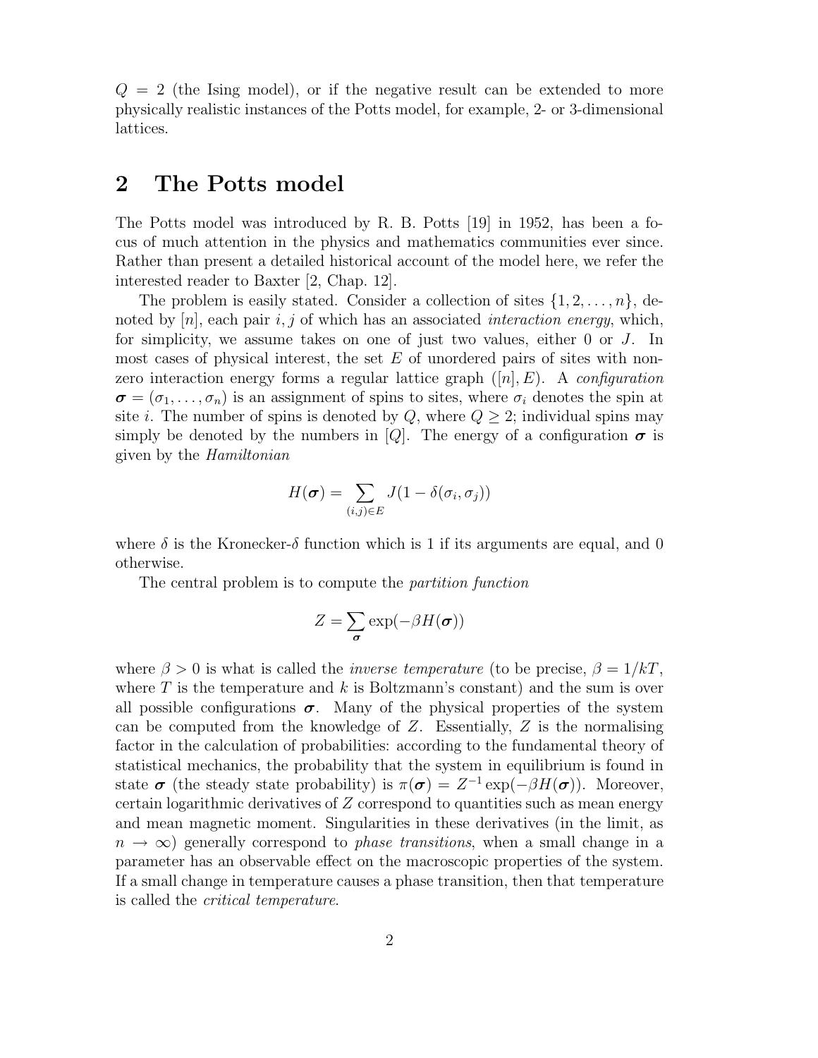$Q = 2$ (the Ising model), or if the negative result can be extended to more physically realistic instances of the Potts model, for example, 2- or 3-dimensional lattices.

## 2 The Potts model

The Potts model was introduced by R. B. Potts [19] in 1952, has been a focus of much attention in the physics and mathematics communities ever since. Rather than present a detailed historical account of the model here, we refer the interested reader to Baxter [2, Chap. 12].

The problem is easily stated. Consider a collection of sites $\{1, 2, \ldots, n\}$, denoted by $[n]$, each pair $i, j$ of which has an associated *interaction energy*, which, for simplicity, we assume takes on one of just two values, either 0 or $J$. In most cases of physical interest, the set $E$ of unordered pairs of sites with non-zero interaction energy forms a regular lattice graph $([n], E)$. A *configuration* $\boldsymbol{\sigma} = (\sigma_1, \ldots, \sigma_n)$ is an assignment of spins to sites, where $\sigma_i$ denotes the spin at site $i$. The number of spins is denoted by $Q$, where $Q \geq 2$; individual spins may simply be denoted by the numbers in $[Q]$. The energy of a configuration $\boldsymbol{\sigma}$ is given by the *Hamiltonian*

$$H(\boldsymbol{\sigma}) = \sum_{(i,j) \in E} J(1 - \delta(\sigma_i, \sigma_j))$$

where $\delta$ is the Kronecker-$\delta$ function which is 1 if its arguments are equal, and 0 otherwise.

The central problem is to compute the *partition function*

$$Z = \sum_{\boldsymbol{\sigma}} \exp(-\beta H(\boldsymbol{\sigma}))$$

where $\beta > 0$ is what is called the *inverse temperature* (to be precise, $\beta = 1/kT$, where $T$ is the temperature and $k$ is Boltzmann's constant) and the sum is over all possible configurations $\boldsymbol{\sigma}$. Many of the physical properties of the system can be computed from the knowledge of $Z$. Essentially, $Z$ is the normalising factor in the calculation of probabilities: according to the fundamental theory of statistical mechanics, the probability that the system in equilibrium is found in state $\boldsymbol{\sigma}$ (the steady state probability) is $\pi(\boldsymbol{\sigma}) = Z^{-1} \exp(-\beta H(\boldsymbol{\sigma}))$. Moreover, certain logarithmic derivatives of $Z$ correspond to quantities such as mean energy and mean magnetic moment. Singularities in these derivatives (in the limit, as $n \to \infty$) generally correspond to *phase transitions*, when a small change in a parameter has an observable effect on the macroscopic properties of the system. If a small change in temperature causes a phase transition, then that temperature is called the *critical temperature*.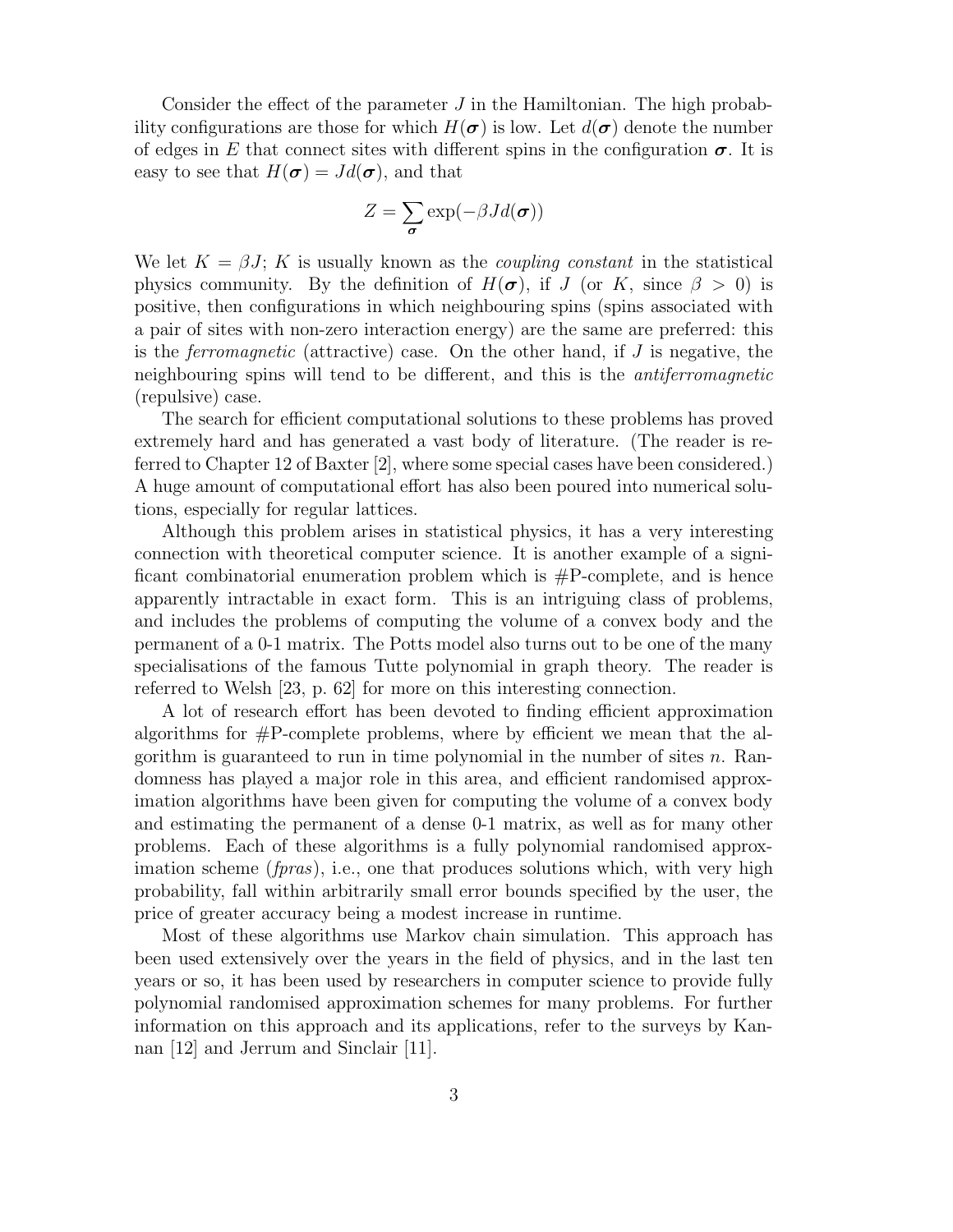Consider the effect of the parameter $J$ in the Hamiltonian. The high probability configurations are those for which $H(\boldsymbol{\sigma})$ is low. Let $d(\boldsymbol{\sigma})$ denote the number of edges in $E$ that connect sites with different spins in the configuration $\boldsymbol{\sigma}$. It is easy to see that $H(\boldsymbol{\sigma}) = Jd(\boldsymbol{\sigma})$, and that

$$Z = \sum_{\boldsymbol{\sigma}} \exp(-\beta J d(\boldsymbol{\sigma}))$$

We let $K = \beta J$; $K$ is usually known as the *coupling constant* in the statistical physics community. By the definition of $H(\boldsymbol{\sigma})$, if $J$ (or $K$, since $\beta > 0$) is positive, then configurations in which neighbouring spins (spins associated with a pair of sites with non-zero interaction energy) are the same are preferred: this is the *ferromagnetic* (attractive) case. On the other hand, if $J$ is negative, the neighbouring spins will tend to be different, and this is the *antiferromagnetic* (repulsive) case.

The search for efficient computational solutions to these problems has proved extremely hard and has generated a vast body of literature. (The reader is referred to Chapter 12 of Baxter [2], where some special cases have been considered.) A huge amount of computational effort has also been poured into numerical solutions, especially for regular lattices.

Although this problem arises in statistical physics, it has a very interesting connection with theoretical computer science. It is another example of a significant combinatorial enumeration problem which is #P-complete, and is hence apparently intractable in exact form. This is an intriguing class of problems, and includes the problems of computing the volume of a convex body and the permanent of a 0-1 matrix. The Potts model also turns out to be one of the many specialisations of the famous Tutte polynomial in graph theory. The reader is referred to Welsh [23, p. 62] for more on this interesting connection.

A lot of research effort has been devoted to finding efficient approximation algorithms for #P-complete problems, where by efficient we mean that the algorithm is guaranteed to run in time polynomial in the number of sites $n$. Randomness has played a major role in this area, and efficient randomised approximation algorithms have been given for computing the volume of a convex body and estimating the permanent of a dense 0-1 matrix, as well as for many other problems. Each of these algorithms is a fully polynomial randomised approximation scheme (*fpras*), i.e., one that produces solutions which, with very high probability, fall within arbitrarily small error bounds specified by the user, the price of greater accuracy being a modest increase in runtime.

Most of these algorithms use Markov chain simulation. This approach has been used extensively over the years in the field of physics, and in the last ten years or so, it has been used by researchers in computer science to provide fully polynomial randomised approximation schemes for many problems. For further information on this approach and its applications, refer to the surveys by Kannan [12] and Jerrum and Sinclair [11].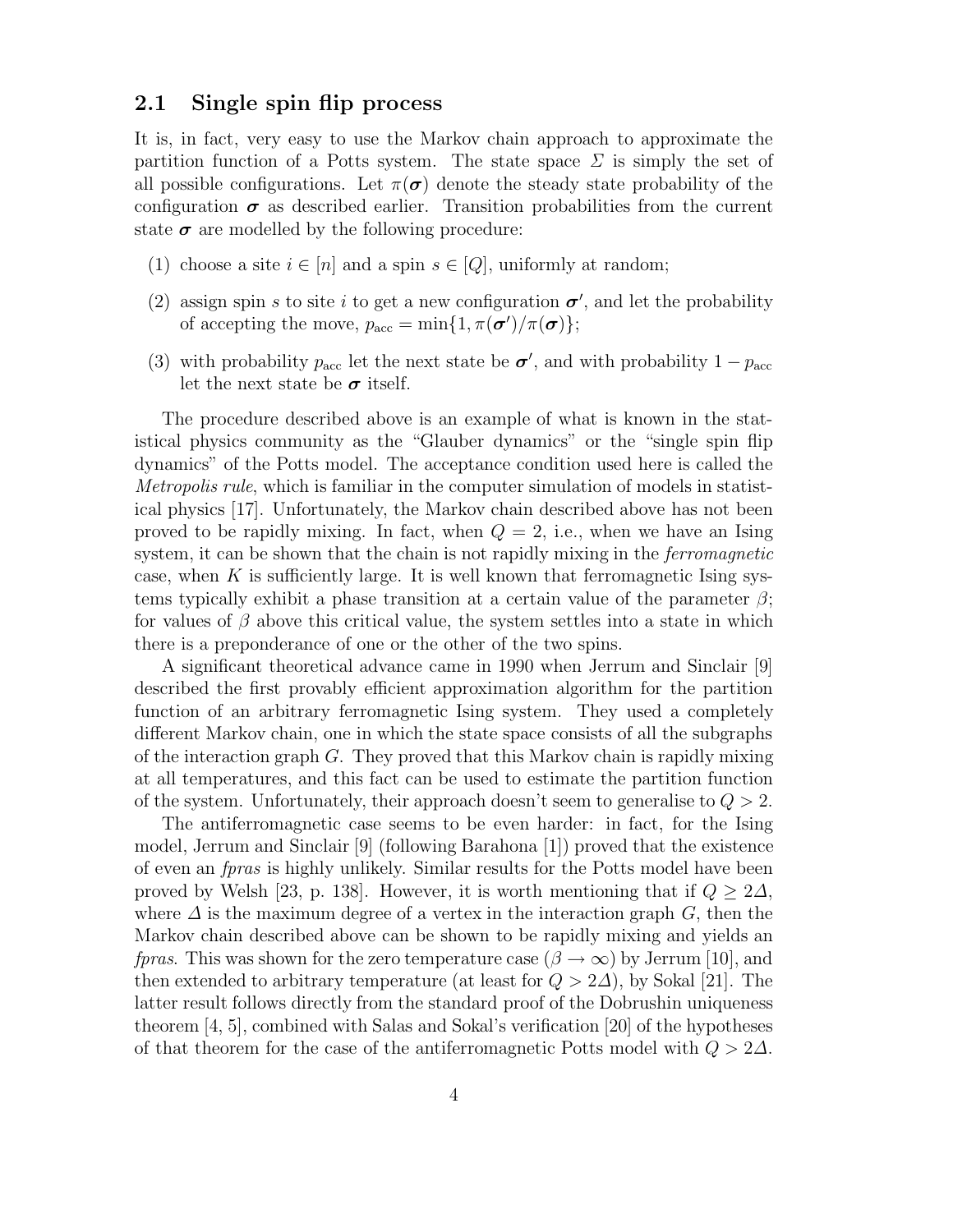### 2.1 Single spin flip process

It is, in fact, very easy to use the Markov chain approach to approximate the partition function of a Potts system. The state space $\Sigma$ is simply the set of all possible configurations. Let $\pi(\boldsymbol{\sigma})$ denote the steady state probability of the configuration $\boldsymbol{\sigma}$ as described earlier. Transition probabilities from the current state $\boldsymbol{\sigma}$ are modelled by the following procedure:

(1) choose a site $i \in [n]$ and a spin $s \in [Q]$, uniformly at random;

(2) assign spin $s$ to site $i$ to get a new configuration $\boldsymbol{\sigma'}$, and let the probability of accepting the move, $p_{\mathrm{acc}} = \min\{1, \pi(\boldsymbol{\sigma'})/\pi(\boldsymbol{\sigma})\}$;

(3) with probability $p_{\mathrm{acc}}$ let the next state be $\boldsymbol{\sigma'}$, and with probability $1 - p_{\mathrm{acc}}$ let the next state be $\boldsymbol{\sigma}$ itself.

The procedure described above is an example of what is known in the statistical physics community as the "Glauber dynamics" or the "single spin flip dynamics" of the Potts model. The acceptance condition used here is called the *Metropolis rule*, which is familiar in the computer simulation of models in statistical physics [17]. Unfortunately, the Markov chain described above has not been proved to be rapidly mixing. In fact, when $Q = 2$, i.e., when we have an Ising system, it can be shown that the chain is not rapidly mixing in the *ferromagnetic* case, when $K$ is sufficiently large. It is well known that ferromagnetic Ising systems typically exhibit a phase transition at a certain value of the parameter $\beta$; for values of $\beta$ above this critical value, the system settles into a state in which there is a preponderance of one or the other of the two spins.

A significant theoretical advance came in 1990 when Jerrum and Sinclair [9] described the first provably efficient approximation algorithm for the partition function of an arbitrary ferromagnetic Ising system. They used a completely different Markov chain, one in which the state space consists of all the subgraphs of the interaction graph $G$. They proved that this Markov chain is rapidly mixing at all temperatures, and this fact can be used to estimate the partition function of the system. Unfortunately, their approach doesn't seem to generalise to $Q > 2$.

The antiferromagnetic case seems to be even harder: in fact, for the Ising model, Jerrum and Sinclair [9] (following Barahona [1]) proved that the existence of even an *fpras* is highly unlikely. Similar results for the Potts model have been proved by Welsh [23, p. 138]. However, it is worth mentioning that if $Q \geq 2\Delta$, where $\Delta$ is the maximum degree of a vertex in the interaction graph $G$, then the Markov chain described above can be shown to be rapidly mixing and yields an *fpras*. This was shown for the zero temperature case ($\beta \to \infty$) by Jerrum [10], and then extended to arbitrary temperature (at least for $Q > 2\Delta$), by Sokal [21]. The latter result follows directly from the standard proof of the Dobrushin uniqueness theorem [4, 5], combined with Salas and Sokal's verification [20] of the hypotheses of that theorem for the case of the antiferromagnetic Potts model with $Q > 2\Delta$.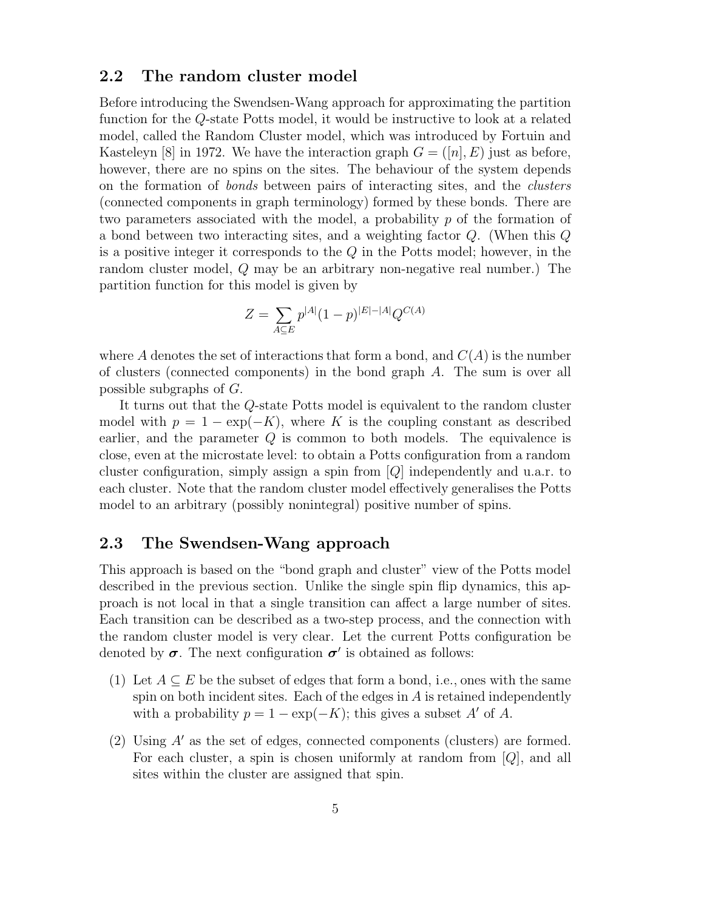### 2.2 The random cluster model

Before introducing the Swendsen-Wang approach for approximating the partition function for the $Q$-state Potts model, it would be instructive to look at a related model, called the Random Cluster model, which was introduced by Fortuin and Kasteleyn [8] in 1972. We have the interaction graph $G = ([n], E)$ just as before, however, there are no spins on the sites. The behaviour of the system depends on the formation of *bonds* between pairs of interacting sites, and the *clusters* (connected components in graph terminology) formed by these bonds. There are two parameters associated with the model, a probability $p$ of the formation of a bond between two interacting sites, and a weighting factor $Q$. (When this $Q$ is a positive integer it corresponds to the $Q$ in the Potts model; however, in the random cluster model, $Q$ may be an arbitrary non-negative real number.) The partition function for this model is given by

$$Z = \sum_{A \subseteq E} p^{|A|}(1-p)^{|E|-|A|} Q^{C(A)}$$

where $A$ denotes the set of interactions that form a bond, and $C(A)$ is the number of clusters (connected components) in the bond graph $A$. The sum is over all possible subgraphs of $G$.

It turns out that the $Q$-state Potts model is equivalent to the random cluster model with $p = 1 - \exp(-K)$, where $K$ is the coupling constant as described earlier, and the parameter $Q$ is common to both models. The equivalence is close, even at the microstate level: to obtain a Potts configuration from a random cluster configuration, simply assign a spin from $[Q]$ independently and u.a.r. to each cluster. Note that the random cluster model effectively generalises the Potts model to an arbitrary (possibly nonintegral) positive number of spins.

### 2.3 The Swendsen-Wang approach

This approach is based on the "bond graph and cluster" view of the Potts model described in the previous section. Unlike the single spin flip dynamics, this approach is not local in that a single transition can affect a large number of sites. Each transition can be described as a two-step process, and the connection with the random cluster model is very clear. Let the current Potts configuration be denoted by $\boldsymbol{\sigma}$. The next configuration $\boldsymbol{\sigma}'$ is obtained as follows:

(1) Let $A \subseteq E$ be the subset of edges that form a bond, i.e., ones with the same spin on both incident sites. Each of the edges in $A$ is retained independently with a probability $p = 1 - \exp(-K)$; this gives a subset $A'$ of $A$.

(2) Using $A'$ as the set of edges, connected components (clusters) are formed. For each cluster, a spin is chosen uniformly at random from $[Q]$, and all sites within the cluster are assigned that spin.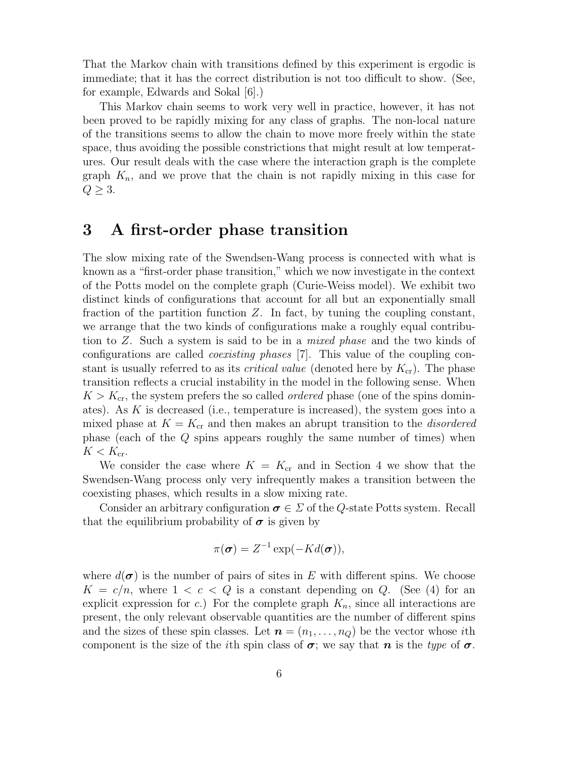That the Markov chain with transitions defined by this experiment is ergodic is immediate; that it has the correct distribution is not too difficult to show. (See, for example, Edwards and Sokal [6].)

This Markov chain seems to work very well in practice, however, it has not been proved to be rapidly mixing for any class of graphs. The non-local nature of the transitions seems to allow the chain to move more freely within the state space, thus avoiding the possible constrictions that might result at low temperatures. Our result deals with the case where the interaction graph is the complete graph $K_n$, and we prove that the chain is not rapidly mixing in this case for $Q \geq 3$.

## 3 A first-order phase transition

The slow mixing rate of the Swendsen-Wang process is connected with what is known as a "first-order phase transition," which we now investigate in the context of the Potts model on the complete graph (Curie-Weiss model). We exhibit two distinct kinds of configurations that account for all but an exponentially small fraction of the partition function $Z$. In fact, by tuning the coupling constant, we arrange that the two kinds of configurations make a roughly equal contribution to $Z$. Such a system is said to be in a *mixed phase* and the two kinds of configurations are called *coexisting phases* [7]. This value of the coupling constant is usually referred to as its *critical value* (denoted here by $K_{\rm cr}$). The phase transition reflects a crucial instability in the model in the following sense. When $K > K_{\rm cr}$, the system prefers the so called *ordered* phase (one of the spins dominates). As $K$ is decreased (i.e., temperature is increased), the system goes into a mixed phase at $K = K_{\rm cr}$ and then makes an abrupt transition to the *disordered* phase (each of the $Q$ spins appears roughly the same number of times) when $K < K_{\rm cr}$.

We consider the case where $K = K_{\rm cr}$ and in Section 4 we show that the Swendsen-Wang process only very infrequently makes a transition between the coexisting phases, which results in a slow mixing rate.

Consider an arbitrary configuration $\boldsymbol{\sigma} \in \Sigma$ of the $Q$-state Potts system. Recall that the equilibrium probability of $\boldsymbol{\sigma}$ is given by

$$\pi(\boldsymbol{\sigma}) = Z^{-1} \exp(-K d(\boldsymbol{\sigma})),$$

where $d(\boldsymbol{\sigma})$ is the number of pairs of sites in $E$ with different spins. We choose $K = c/n$, where $1 < c < Q$ is a constant depending on $Q$. (See (4) for an explicit expression for $c$.) For the complete graph $K_n$, since all interactions are present, the only relevant observable quantities are the number of different spins and the sizes of these spin classes. Let $\boldsymbol{n} = (n_1, \ldots, n_Q)$ be the vector whose $i$th component is the size of the $i$th spin class of $\boldsymbol{\sigma}$; we say that $\boldsymbol{n}$ is the *type* of $\boldsymbol{\sigma}$.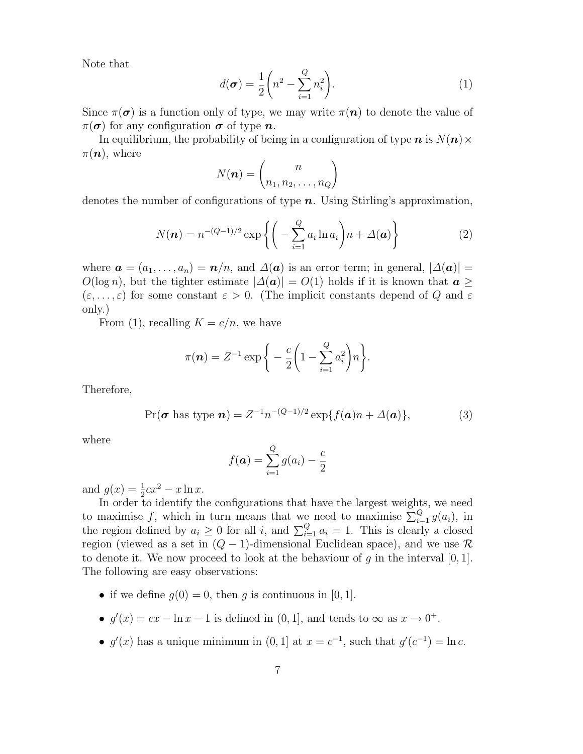Note that

$$d(\boldsymbol{\sigma}) = \frac{1}{2}\left(n^2 - \sum_{i=1}^{Q} n_i^2\right). \tag{1}$$

Since $\pi(\boldsymbol{\sigma})$ is a function only of type, we may write $\pi(\boldsymbol{n})$ to denote the value of $\pi(\boldsymbol{\sigma})$ for any configuration $\boldsymbol{\sigma}$ of type $\boldsymbol{n}$.

In equilibrium, the probability of being in a configuration of type $\boldsymbol{n}$ is $N(\boldsymbol{n}) \times \pi(\boldsymbol{n})$, where

$$N(\boldsymbol{n}) = \binom{n}{n_1, n_2, \ldots, n_Q}$$

denotes the number of configurations of type $\boldsymbol{n}$. Using Stirling's approximation,

$$N(\boldsymbol{n}) = n^{-(Q-1)/2} \exp\left\{\left(-\sum_{i=1}^{Q} a_i \ln a_i\right)n + \Delta(\boldsymbol{a})\right\} \tag{2}$$

where $\boldsymbol{a} = (a_1, \ldots, a_n) = \boldsymbol{n}/n$, and $\Delta(\boldsymbol{a})$ is an error term; in general, $|\Delta(\boldsymbol{a})| = O(\log n)$, but the tighter estimate $|\Delta(\boldsymbol{a})| = O(1)$ holds if it is known that $\boldsymbol{a} \geq (\varepsilon, \ldots, \varepsilon)$ for some constant $\varepsilon > 0$. (The implicit constants depend of $Q$ and $\varepsilon$ only.)

From (1), recalling $K = c/n$, we have

$$\pi(\boldsymbol{n}) = Z^{-1} \exp\left\{-\frac{c}{2}\left(1 - \sum_{i=1}^{Q} a_i^2\right)n\right\}.$$

Therefore,

$$\Pr(\boldsymbol{\sigma} \text{ has type } \boldsymbol{n}) = Z^{-1} n^{-(Q-1)/2} \exp\{f(\boldsymbol{a})n + \Delta(\boldsymbol{a})\}, \tag{3}$$

where

$$f(\boldsymbol{a}) = \sum_{i=1}^{Q} g(a_i) - \frac{c}{2}$$

and $g(x) = \frac{1}{2}cx^2 - x \ln x$.

In order to identify the configurations that have the largest weights, we need to maximise $f$, which in turn means that we need to maximise $\sum_{i=1}^{Q} g(a_i)$, in the region defined by $a_i \geq 0$ for all $i$, and $\sum_{i=1}^{Q} a_i = 1$. This is clearly a closed region (viewed as a set in $(Q-1)$-dimensional Euclidean space), and we use $\mathcal{R}$ to denote it. We now proceed to look at the behaviour of $g$ in the interval $[0, 1]$. The following are easy observations:

- if we define $g(0) = 0$, then $g$ is continuous in $[0, 1]$.
- $g'(x) = cx - \ln x - 1$ is defined in $(0, 1]$, and tends to $\infty$ as $x \to 0^+$.
- $g'(x)$ has a unique minimum in $(0, 1]$ at $x = c^{-1}$, such that $g'(c^{-1}) = \ln c$.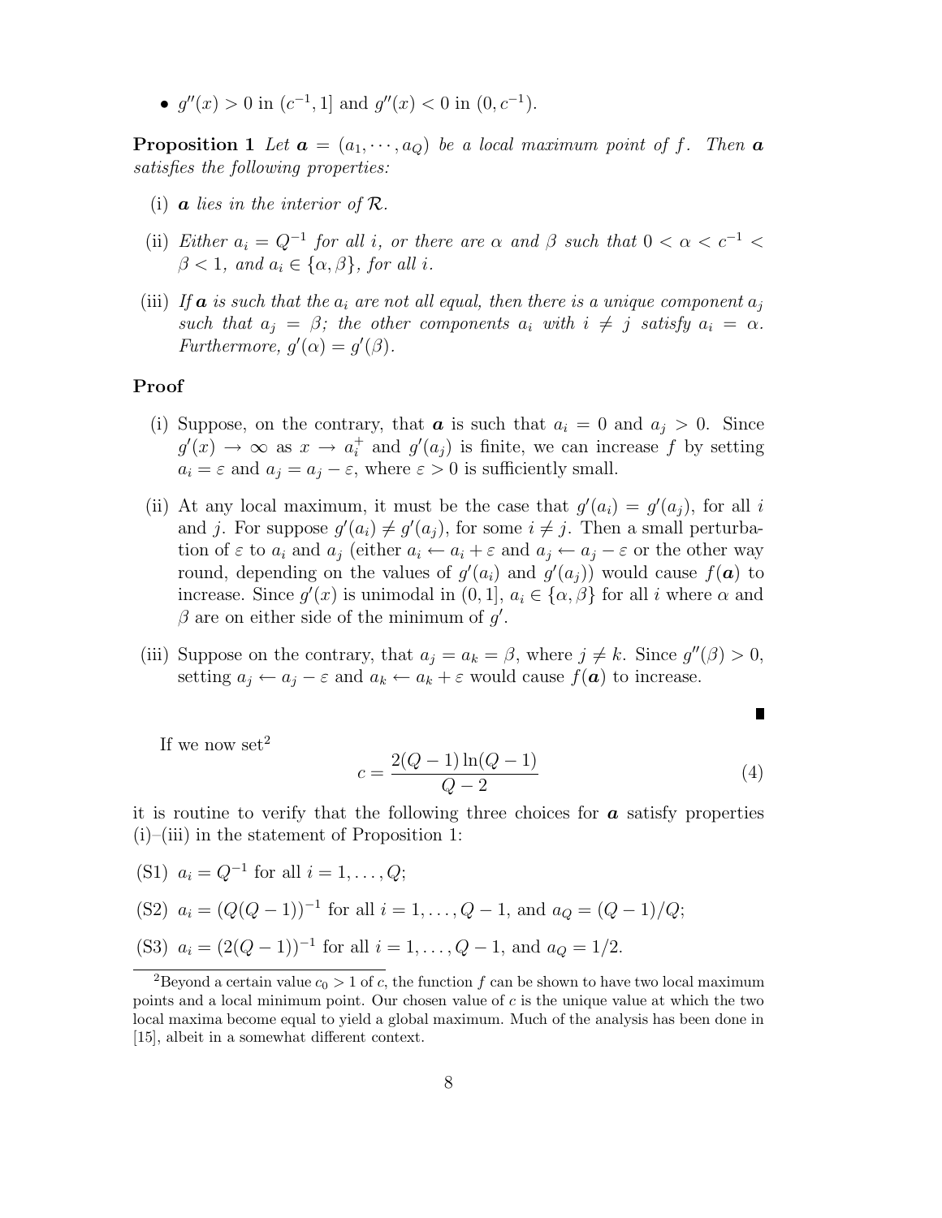- $g''(x) > 0$ in $(c^{-1}, 1]$ and $g''(x) < 0$ in $(0, c^{-1})$.

**Proposition 1** *Let $\boldsymbol{a} = (a_1, \cdots, a_Q)$ be a local maximum point of $f$. Then $\boldsymbol{a}$ satisfies the following properties:*

(i) *$\boldsymbol{a}$ lies in the interior of $\mathcal{R}$.*

(ii) *Either $a_i = Q^{-1}$ for all $i$, or there are $\alpha$ and $\beta$ such that $0 < \alpha < c^{-1} < \beta < 1$, and $a_i \in \{\alpha, \beta\}$, for all $i$.*

(iii) *If $\boldsymbol{a}$ is such that the $a_i$ are not all equal, then there is a unique component $a_j$ such that $a_j = \beta$; the other components $a_i$ with $i \neq j$ satisfy $a_i = \alpha$. Furthermore, $g'(\alpha) = g'(\beta)$.*

**Proof**

(i) Suppose, on the contrary, that $\boldsymbol{a}$ is such that $a_i = 0$ and $a_j > 0$. Since $g'(x) \to \infty$ as $x \to a_i^+$ and $g'(a_j)$ is finite, we can increase $f$ by setting $a_i = \varepsilon$ and $a_j = a_j - \varepsilon$, where $\varepsilon > 0$ is sufficiently small.

(ii) At any local maximum, it must be the case that $g'(a_i) = g'(a_j)$, for all $i$ and $j$. For suppose $g'(a_i) \neq g'(a_j)$, for some $i \neq j$. Then a small perturbation of $\varepsilon$ to $a_i$ and $a_j$ (either $a_i \leftarrow a_i + \varepsilon$ and $a_j \leftarrow a_j - \varepsilon$ or the other way round, depending on the values of $g'(a_i)$ and $g'(a_j)$) would cause $f(\boldsymbol{a})$ to increase. Since $g'(x)$ is unimodal in $(0, 1]$, $a_i \in \{\alpha, \beta\}$ for all $i$ where $\alpha$ and $\beta$ are on either side of the minimum of $g'$.

(iii) Suppose on the contrary, that $a_j = a_k = \beta$, where $j \neq k$. Since $g''(\beta) > 0$, setting $a_j \leftarrow a_j - \varepsilon$ and $a_k \leftarrow a_k + \varepsilon$ would cause $f(\boldsymbol{a})$ to increase.

∎

If we now set[2]

$$c = \frac{2(Q-1)\ln(Q-1)}{Q-2} \tag{4}$$

it is routine to verify that the following three choices for $\boldsymbol{a}$ satisfy properties (i)–(iii) in the statement of Proposition 1:

(S1) $a_i = Q^{-1}$ for all $i = 1, \ldots, Q$;

(S2) $a_i = (Q(Q-1))^{-1}$ for all $i = 1, \ldots, Q-1$, and $a_Q = (Q-1)/Q$;

(S3) $a_i = (2(Q-1))^{-1}$ for all $i = 1, \ldots, Q-1$, and $a_Q = 1/2$.

---

[2] Beyond a certain value $c_0 > 1$ of $c$, the function $f$ can be shown to have two local maximum points and a local minimum point. Our chosen value of $c$ is the unique value at which the two local maxima become equal to yield a global maximum. Much of the analysis has been done in [15], albeit in a somewhat different context.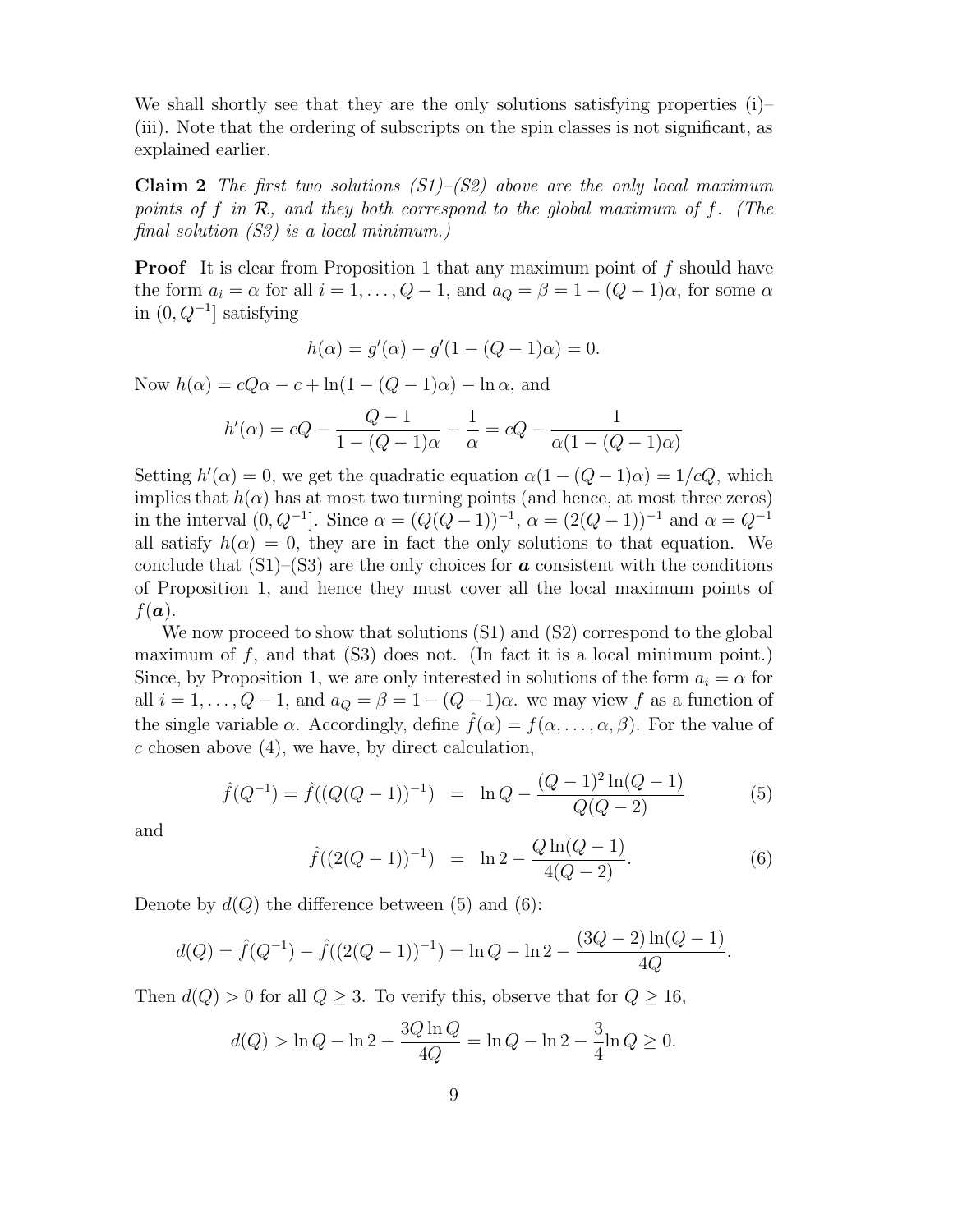We shall shortly see that they are the only solutions satisfying properties (i)–(iii). Note that the ordering of subscripts on the spin classes is not significant, as explained earlier.

**Claim 2** *The first two solutions (S1)–(S2) above are the only local maximum points of $f$ in $\mathcal{R}$, and they both correspond to the global maximum of $f$. (The final solution (S3) is a local minimum.)*

**Proof** It is clear from Proposition 1 that any maximum point of $f$ should have the form $a_i = \alpha$ for all $i = 1, \ldots, Q-1$, and $a_Q = \beta = 1-(Q-1)\alpha$, for some $\alpha$ in $(0, Q^{-1}]$ satisfying

$$h(\alpha) = g'(\alpha) - g'(1-(Q-1)\alpha) = 0.$$

Now $h(\alpha) = cQ\alpha - c + \ln(1-(Q-1)\alpha) - \ln\alpha$, and

$$h'(\alpha) = cQ - \frac{Q-1}{1-(Q-1)\alpha} - \frac{1}{\alpha} = cQ - \frac{1}{\alpha(1-(Q-1)\alpha)}$$

Setting $h'(\alpha) = 0$, we get the quadratic equation $\alpha(1-(Q-1)\alpha) = 1/cQ$, which implies that $h(\alpha)$ has at most two turning points (and hence, at most three zeros) in the interval $(0, Q^{-1}]$. Since $\alpha = (Q(Q-1))^{-1}$, $\alpha = (2(Q-1))^{-1}$ and $\alpha = Q^{-1}$ all satisfy $h(\alpha) = 0$, they are in fact the only solutions to that equation. We conclude that (S1)–(S3) are the only choices for $\boldsymbol{a}$ consistent with the conditions of Proposition 1, and hence they must cover all the local maximum points of $f(\boldsymbol{a})$.

We now proceed to show that solutions (S1) and (S2) correspond to the global maximum of $f$, and that (S3) does not. (In fact it is a local minimum point.) Since, by Proposition 1, we are only interested in solutions of the form $a_i = \alpha$ for all $i = 1, \ldots, Q-1$, and $a_Q = \beta = 1-(Q-1)\alpha$. we may view $f$ as a function of the single variable $\alpha$. Accordingly, define $\hat{f}(\alpha) = f(\alpha, \ldots, \alpha, \beta)$. For the value of $c$ chosen above (4), we have, by direct calculation,

$$\hat{f}(Q^{-1}) = \hat{f}((Q(Q-1))^{-1}) \;\;=\;\; \ln Q - \frac{(Q-1)^2\ln(Q-1)}{Q(Q-2)} \tag{5}$$

and

$$\hat{f}((2(Q-1))^{-1}) \;\;=\;\; \ln 2 - \frac{Q\ln(Q-1)}{4(Q-2)}. \tag{6}$$

Denote by $d(Q)$ the difference between (5) and (6):

$$d(Q) = \hat{f}(Q^{-1}) - \hat{f}((2(Q-1))^{-1}) = \ln Q - \ln 2 - \frac{(3Q-2)\ln(Q-1)}{4Q}.$$

Then $d(Q) > 0$ for all $Q \geq 3$. To verify this, observe that for $Q \geq 16$,

$$d(Q) > \ln Q - \ln 2 - \frac{3Q\ln Q}{4Q} = \ln Q - \ln 2 - \frac{3}{4}\ln Q \geq 0.$$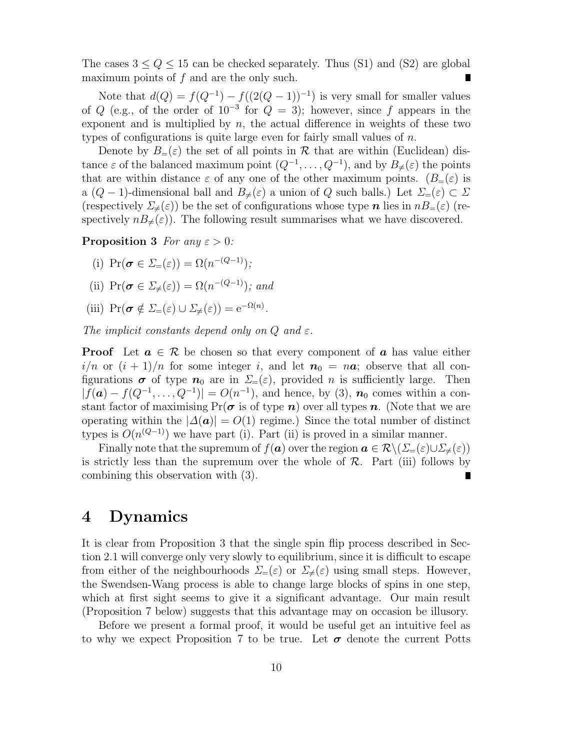The cases $3 \le Q \le 15$ can be checked separately. Thus (S1) and (S2) are global maximum points of $f$ and are the only such. ∎

Note that $d(Q) = f(Q^{-1}) - f((2(Q-1))^{-1})$ is very small for smaller values of $Q$ (e.g., of the order of $10^{-3}$ for $Q = 3$); however, since $f$ appears in the exponent and is multiplied by $n$, the actual difference in weights of these two types of configurations is quite large even for fairly small values of $n$.

Denote by $B_=(\varepsilon)$ the set of all points in $\mathcal{R}$ that are within (Euclidean) distance $\varepsilon$ of the balanced maximum point $(Q^{-1}, \dots, Q^{-1})$, and by $B_{\neq}(\varepsilon)$ the points that are within distance $\varepsilon$ of any one of the other maximum points. ($B_=(\varepsilon)$ is a $(Q-1)$-dimensional ball and $B_{\neq}(\varepsilon)$ a union of $Q$ such balls.) Let $\Sigma_=(\varepsilon) \subset \Sigma$ (respectively $\Sigma_{\neq}(\varepsilon)$) be the set of configurations whose type $\boldsymbol{n}$ lies in $nB_=(\varepsilon)$ (respectively $nB_{\neq}(\varepsilon)$). The following result summarises what we have discovered.

**Proposition 3** *For any $\varepsilon > 0$:*

(i) $\Pr(\boldsymbol{\sigma} \in \Sigma_=(\varepsilon)) = \Omega(n^{-(Q-1)})$*;*

(ii) $\Pr(\boldsymbol{\sigma} \in \Sigma_{\neq}(\varepsilon)) = \Omega(n^{-(Q-1)})$*; and*

(iii) $\Pr(\boldsymbol{\sigma} \notin \Sigma_=(\varepsilon) \cup \Sigma_{\neq}(\varepsilon)) = \mathrm{e}^{-\Omega(n)}$.

*The implicit constants depend only on $Q$ and $\varepsilon$.*

**Proof** Let $\boldsymbol{a} \in \mathcal{R}$ be chosen so that every component of $\boldsymbol{a}$ has value either $i/n$ or $(i+1)/n$ for some integer $i$, and let $\boldsymbol{n}_0 = n\boldsymbol{a}$; observe that all configurations $\boldsymbol{\sigma}$ of type $\boldsymbol{n}_0$ are in $\Sigma_=(\varepsilon)$, provided $n$ is sufficiently large. Then $|f(\boldsymbol{a}) - f(Q^{-1}, \dots, Q^{-1})| = O(n^{-1})$, and hence, by (3), $\boldsymbol{n}_0$ comes within a constant factor of maximising $\Pr(\boldsymbol{\sigma}$ is of type $\boldsymbol{n})$ over all types $\boldsymbol{n}$. (Note that we are operating within the $|\Delta(\boldsymbol{a})| = O(1)$ regime.) Since the total number of distinct types is $O(n^{(Q-1)})$ we have part (i). Part (ii) is proved in a similar manner.

Finally note that the supremum of $f(\boldsymbol{a})$ over the region $\boldsymbol{a} \in \mathcal{R} \setminus (\Sigma_=(\varepsilon) \cup \Sigma_{\neq}(\varepsilon))$ is strictly less than the supremum over the whole of $\mathcal{R}$. Part (iii) follows by combining this observation with (3). ∎

# 4 Dynamics

It is clear from Proposition 3 that the single spin flip process described in Section 2.1 will converge only very slowly to equilibrium, since it is difficult to escape from either of the neighbourhoods $\Sigma_=(\varepsilon)$ or $\Sigma_{\neq}(\varepsilon)$ using small steps. However, the Swendsen-Wang process is able to change large blocks of spins in one step, which at first sight seems to give it a significant advantage. Our main result (Proposition 7 below) suggests that this advantage may on occasion be illusory.

Before we present a formal proof, it would be useful get an intuitive feel as to why we expect Proposition 7 to be true. Let $\boldsymbol{\sigma}$ denote the current Potts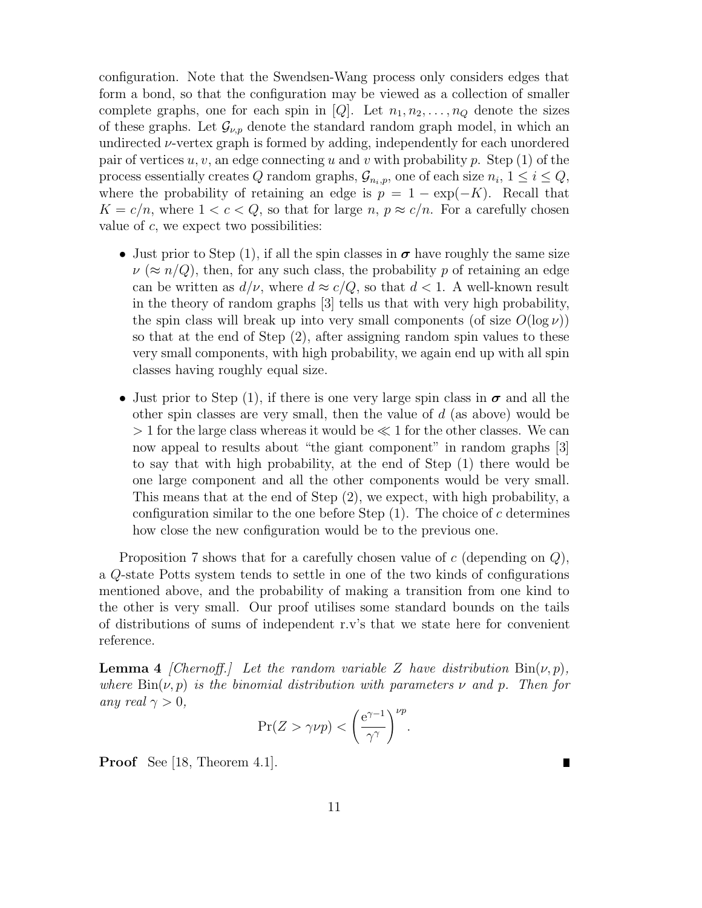configuration. Note that the Swendsen-Wang process only considers edges that form a bond, so that the configuration may be viewed as a collection of smaller complete graphs, one for each spin in $[Q]$. Let $n_1, n_2, \ldots, n_Q$ denote the sizes of these graphs. Let $\mathcal{G}_{\nu,p}$ denote the standard random graph model, in which an undirected $\nu$-vertex graph is formed by adding, independently for each unordered pair of vertices $u, v$, an edge connecting $u$ and $v$ with probability $p$. Step (1) of the process essentially creates $Q$ random graphs, $\mathcal{G}_{n_i,p}$, one of each size $n_i$, $1 \leq i \leq Q$, where the probability of retaining an edge is $p = 1 - \exp(-K)$. Recall that $K = c/n$, where $1 < c < Q$, so that for large $n$, $p \approx c/n$. For a carefully chosen value of $c$, we expect two possibilities:

- Just prior to Step (1), if all the spin classes in $\boldsymbol{\sigma}$ have roughly the same size $\nu$ ($\approx n/Q$), then, for any such class, the probability $p$ of retaining an edge can be written as $d/\nu$, where $d \approx c/Q$, so that $d < 1$. A well-known result in the theory of random graphs [3] tells us that with very high probability, the spin class will break up into very small components (of size $O(\log \nu)$) so that at the end of Step (2), after assigning random spin values to these very small components, with high probability, we again end up with all spin classes having roughly equal size.
- Just prior to Step (1), if there is one very large spin class in $\boldsymbol{\sigma}$ and all the other spin classes are very small, then the value of $d$ (as above) would be $> 1$ for the large class whereas it would be $\ll 1$ for the other classes. We can now appeal to results about "the giant component" in random graphs [3] to say that with high probability, at the end of Step (1) there would be one large component and all the other components would be very small. This means that at the end of Step (2), we expect, with high probability, a configuration similar to the one before Step (1). The choice of $c$ determines how close the new configuration would be to the previous one.

Proposition 7 shows that for a carefully chosen value of $c$ (depending on $Q$), a $Q$-state Potts system tends to settle in one of the two kinds of configurations mentioned above, and the probability of making a transition from one kind to the other is very small. Our proof utilises some standard bounds on the tails of distributions of sums of independent r.v's that we state here for convenient reference.

**Lemma 4** *[Chernoff.] Let the random variable $Z$ have distribution $\mathrm{Bin}(\nu, p)$, where $\mathrm{Bin}(\nu, p)$ is the binomial distribution with parameters $\nu$ and $p$. Then for any real $\gamma > 0$,*

$$\Pr(Z > \gamma \nu p) < \left( \frac{\mathrm{e}^{\gamma - 1}}{\gamma^{\gamma}} \right)^{\nu p}.$$

**Proof** See [18, Theorem 4.1]. ∎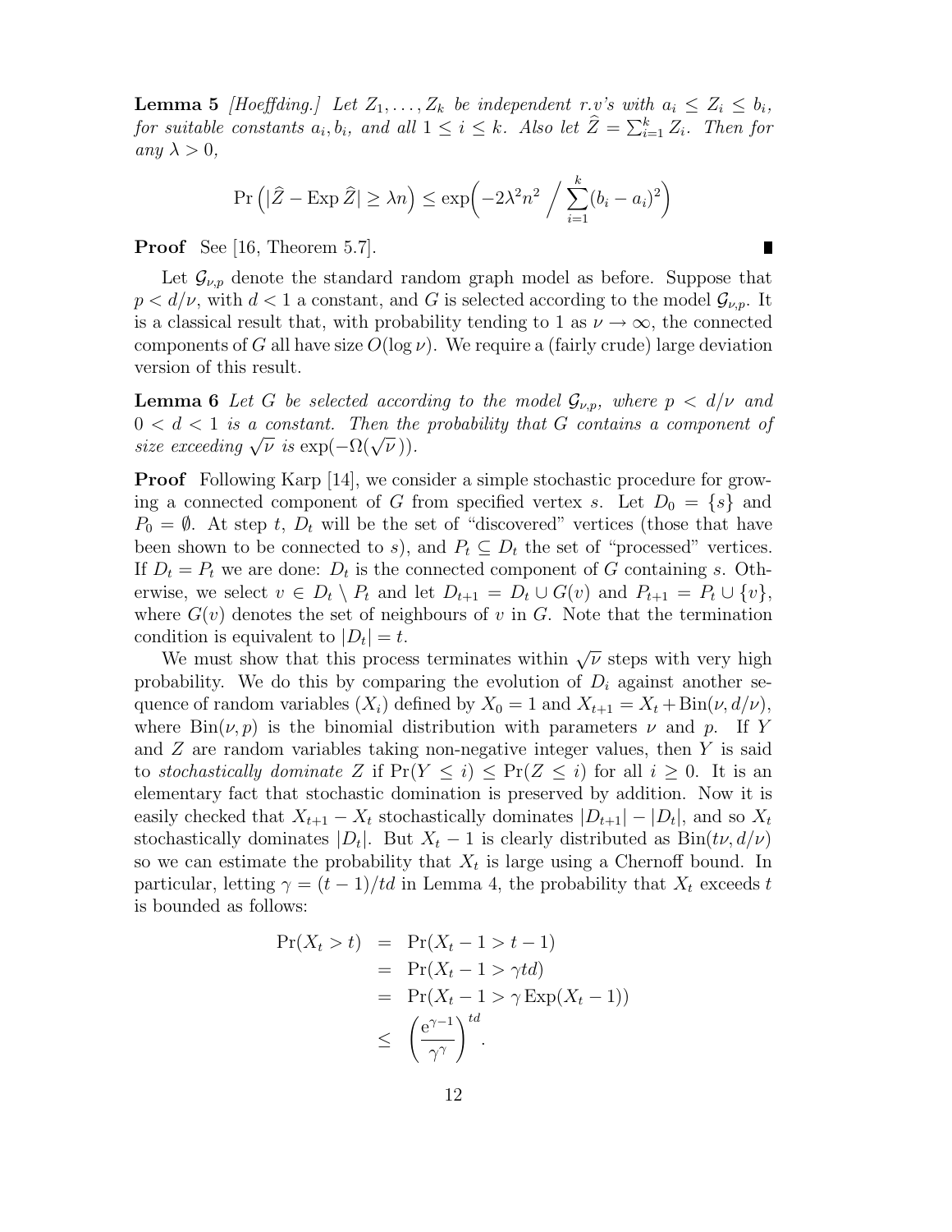**Lemma 5** *[Hoeffding.] Let $Z_1, \ldots, Z_k$ be independent r.v's with $a_i \leq Z_i \leq b_i$, for suitable constants $a_i, b_i$, and all $1 \leq i \leq k$. Also let $\widehat{Z} = \sum_{i=1}^{k} Z_i$. Then for any $\lambda > 0$,*

$$\Pr\left(|\widehat{Z} - \operatorname{Exp} \widehat{Z}| \geq \lambda n\right) \leq \exp\left(-2\lambda^2 n^2 \Big/ \sum_{i=1}^{k} (b_i - a_i)^2\right)$$

**Proof** See [16, Theorem 5.7]. ∎

Let $\mathcal{G}_{\nu,p}$ denote the standard random graph model as before. Suppose that $p < d/\nu$, with $d < 1$ a constant, and $G$ is selected according to the model $\mathcal{G}_{\nu,p}$. It is a classical result that, with probability tending to 1 as $\nu \to \infty$, the connected components of $G$ all have size $O(\log \nu)$. We require a (fairly crude) large deviation version of this result.

**Lemma 6** *Let $G$ be selected according to the model $\mathcal{G}_{\nu,p}$, where $p < d/\nu$ and $0 < d < 1$ is a constant. Then the probability that $G$ contains a component of size exceeding $\sqrt{\nu}$ is $\exp(-\Omega(\sqrt{\nu}\,))$.*

**Proof** Following Karp [14], we consider a simple stochastic procedure for growing a connected component of $G$ from specified vertex $s$. Let $D_0 = \{s\}$ and $P_0 = \emptyset$. At step $t$, $D_t$ will be the set of "discovered" vertices (those that have been shown to be connected to $s$), and $P_t \subseteq D_t$ the set of "processed" vertices. If $D_t = P_t$ we are done: $D_t$ is the connected component of $G$ containing $s$. Otherwise, we select $v \in D_t \setminus P_t$ and let $D_{t+1} = D_t \cup G(v)$ and $P_{t+1} = P_t \cup \{v\}$, where $G(v)$ denotes the set of neighbours of $v$ in $G$. Note that the termination condition is equivalent to $|D_t| = t$.

We must show that this process terminates within $\sqrt{\nu}$ steps with very high probability. We do this by comparing the evolution of $D_i$ against another sequence of random variables $(X_i)$ defined by $X_0 = 1$ and $X_{t+1} = X_t + \operatorname{Bin}(\nu, d/\nu)$, where $\operatorname{Bin}(\nu, p)$ is the binomial distribution with parameters $\nu$ and $p$. If $Y$ and $Z$ are random variables taking non-negative integer values, then $Y$ is said to *stochastically dominate* $Z$ if $\Pr(Y \leq i) \leq \Pr(Z \leq i)$ for all $i \geq 0$. It is an elementary fact that stochastic domination is preserved by addition. Now it is easily checked that $X_{t+1} - X_t$ stochastically dominates $|D_{t+1}| - |D_t|$, and so $X_t$ stochastically dominates $|D_t|$. But $X_t - 1$ is clearly distributed as $\operatorname{Bin}(t\nu, d/\nu)$ so we can estimate the probability that $X_t$ is large using a Chernoff bound. In particular, letting $\gamma = (t-1)/td$ in Lemma 4, the probability that $X_t$ exceeds $t$ is bounded as follows:

$$\begin{aligned}
\Pr(X_t > t) &= \Pr(X_t - 1 > t - 1) \\
&= \Pr(X_t - 1 > \gamma t d) \\
&= \Pr(X_t - 1 > \gamma \operatorname{Exp}(X_t - 1)) \\
&\leq \left(\frac{\mathrm{e}^{\gamma - 1}}{\gamma^\gamma}\right)^{td}.
\end{aligned}$$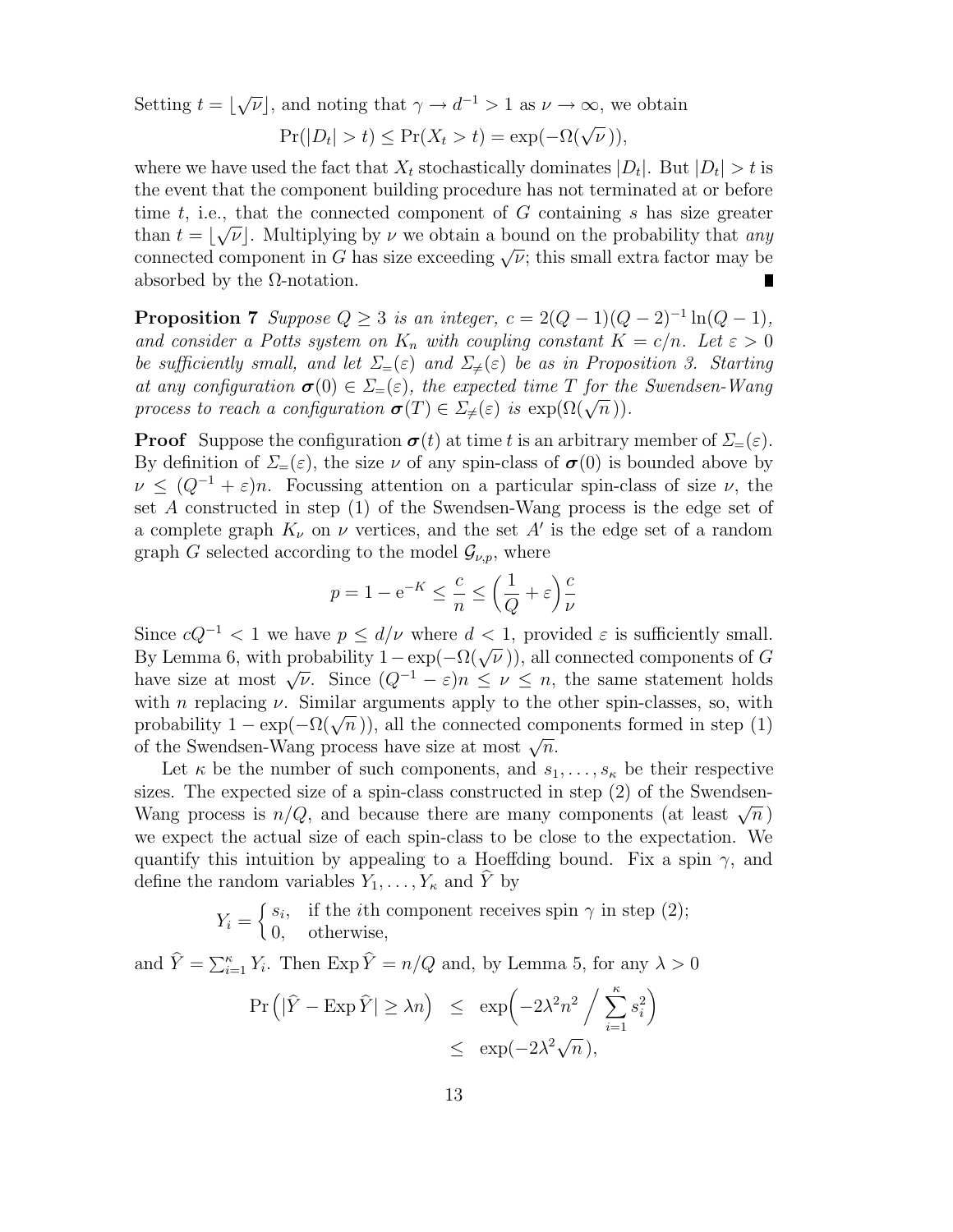Setting $t = \lfloor \sqrt{\nu} \rfloor$, and noting that $\gamma \to d^{-1} > 1$ as $\nu \to \infty$, we obtain

$$\Pr(|D_t| > t) \leq \Pr(X_t > t) = \exp(-\Omega(\sqrt{\nu})),$$

where we have used the fact that $X_t$ stochastically dominates $|D_t|$. But $|D_t| > t$ is the event that the component building procedure has not terminated at or before time $t$, i.e., that the connected component of $G$ containing $s$ has size greater than $t = \lfloor \sqrt{\nu} \rfloor$. Multiplying by $\nu$ we obtain a bound on the probability that *any* connected component in $G$ has size exceeding $\sqrt{\nu}$; this small extra factor may be absorbed by the $\Omega$-notation. ∎

**Proposition 7** *Suppose $Q \geq 3$ is an integer, $c = 2(Q-1)(Q-2)^{-1} \ln(Q-1)$, and consider a Potts system on $K_n$ with coupling constant $K = c/n$. Let $\varepsilon > 0$ be sufficiently small, and let $\Sigma_=(\varepsilon)$ and $\Sigma_{\neq}(\varepsilon)$ be as in Proposition 3. Starting at any configuration $\boldsymbol{\sigma}(0) \in \Sigma_=(\varepsilon)$, the expected time $T$ for the Swendsen-Wang process to reach a configuration $\boldsymbol{\sigma}(T) \in \Sigma_{\neq}(\varepsilon)$ is $\exp(\Omega(\sqrt{n}))$.*

**Proof** Suppose the configuration $\boldsymbol{\sigma}(t)$ at time $t$ is an arbitrary member of $\Sigma_=(\varepsilon)$. By definition of $\Sigma_=(\varepsilon)$, the size $\nu$ of any spin-class of $\boldsymbol{\sigma}(0)$ is bounded above by $\nu \leq (Q^{-1} + \varepsilon)n$. Focussing attention on a particular spin-class of size $\nu$, the set $A$ constructed in step (1) of the Swendsen-Wang process is the edge set of a complete graph $K_\nu$ on $\nu$ vertices, and the set $A'$ is the edge set of a random graph $G$ selected according to the model $\mathcal{G}_{\nu,p}$, where

$$p = 1 - \mathrm{e}^{-K} \leq \frac{c}{n} \leq \left( \frac{1}{Q} + \varepsilon \right) \frac{c}{\nu}$$

Since $cQ^{-1} < 1$ we have $p \leq d/\nu$ where $d < 1$, provided $\varepsilon$ is sufficiently small. By Lemma 6, with probability $1 - \exp(-\Omega(\sqrt{\nu}))$, all connected components of $G$ have size at most $\sqrt{\nu}$. Since $(Q^{-1} - \varepsilon)n \leq \nu \leq n$, the same statement holds with $n$ replacing $\nu$. Similar arguments apply to the other spin-classes, so, with probability $1 - \exp(-\Omega(\sqrt{n}))$, all the connected components formed in step (1) of the Swendsen-Wang process have size at most $\sqrt{n}$.

Let $\kappa$ be the number of such components, and $s_1, \ldots, s_\kappa$ be their respective sizes. The expected size of a spin-class constructed in step (2) of the Swendsen-Wang process is $n/Q$, and because there are many components (at least $\sqrt{n}$) we expect the actual size of each spin-class to be close to the expectation. We quantify this intuition by appealing to a Hoeffding bound. Fix a spin $\gamma$, and define the random variables $Y_1, \ldots, Y_\kappa$ and $\widehat{Y}$ by

$$Y_i = \begin{cases} s_i, & \text{if the } i\text{th component receives spin } \gamma \text{ in step (2);} \\ 0, & \text{otherwise,} \end{cases}$$

and $\widehat{Y} = \sum_{i=1}^{\kappa} Y_i$. Then $\operatorname{Exp} \widehat{Y} = n/Q$ and, by Lemma 5, for any $\lambda > 0$

$$\begin{aligned} \Pr\left( |\widehat{Y} - \operatorname{Exp} \widehat{Y}| \geq \lambda n \right) &\leq \exp\left( -2\lambda^2 n^2 \middle/ \sum_{i=1}^{\kappa} s_i^2 \right) \\ &\leq \exp(-2\lambda^2 \sqrt{n}), \end{aligned}$$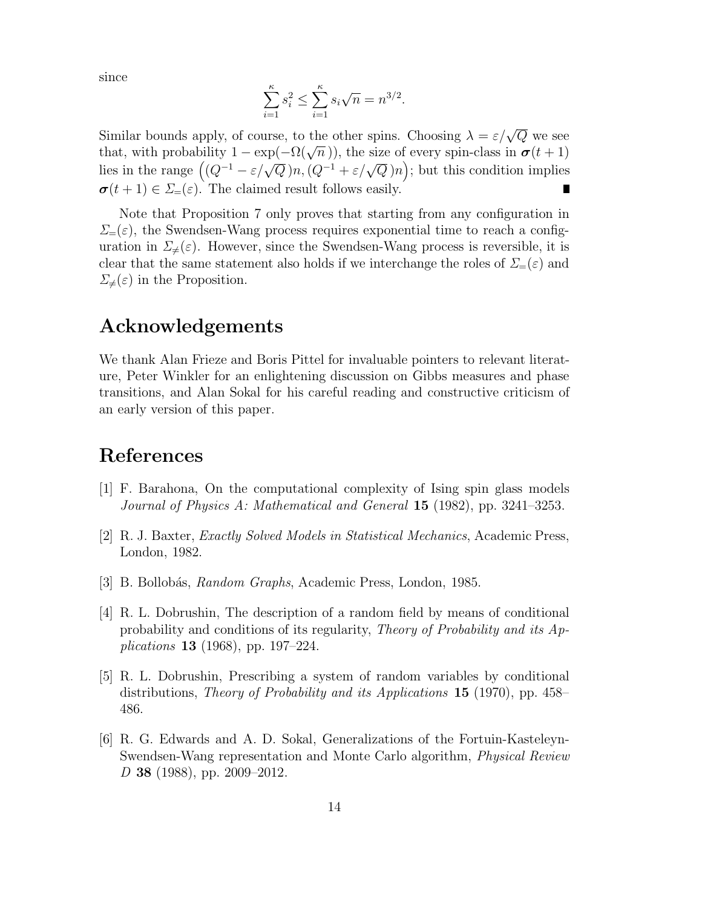since

$$\sum_{i=1}^{\kappa} s_i^2 \leq \sum_{i=1}^{\kappa} s_i \sqrt{n} = n^{3/2}.$$

Similar bounds apply, of course, to the other spins. Choosing $\lambda = \varepsilon/\sqrt{Q}$ we see that, with probability $1 - \exp(-\Omega(\sqrt{n}\,))$, the size of every spin-class in $\boldsymbol{\sigma}(t+1)$ lies in the range $\left((Q^{-1} - \varepsilon/\sqrt{Q}\,)n, (Q^{-1} + \varepsilon/\sqrt{Q}\,)n\right)$; but this condition implies $\boldsymbol{\sigma}(t+1) \in \Sigma_{=}(\varepsilon)$. The claimed result follows easily. ∎

Note that Proposition 7 only proves that starting from any configuration in $\Sigma_{=}(\varepsilon)$, the Swendsen-Wang process requires exponential time to reach a configuration in $\Sigma_{\neq}(\varepsilon)$. However, since the Swendsen-Wang process is reversible, it is clear that the same statement also holds if we interchange the roles of $\Sigma_{=}(\varepsilon)$ and $\Sigma_{\neq}(\varepsilon)$ in the Proposition.

## Acknowledgements

We thank Alan Frieze and Boris Pittel for invaluable pointers to relevant literature, Peter Winkler for an enlightening discussion on Gibbs measures and phase transitions, and Alan Sokal for his careful reading and constructive criticism of an early version of this paper.

## References

[1] F. Barahona, On the computational complexity of Ising spin glass models *Journal of Physics A: Mathematical and General* **15** (1982), pp. 3241–3253.

[2] R. J. Baxter, *Exactly Solved Models in Statistical Mechanics*, Academic Press, London, 1982.

[3] B. Bollobás, *Random Graphs*, Academic Press, London, 1985.

[4] R. L. Dobrushin, The description of a random field by means of conditional probability and conditions of its regularity, *Theory of Probability and its Applications* **13** (1968), pp. 197–224.

[5] R. L. Dobrushin, Prescribing a system of random variables by conditional distributions, *Theory of Probability and its Applications* **15** (1970), pp. 458–486.

[6] R. G. Edwards and A. D. Sokal, Generalizations of the Fortuin-Kasteleyn-Swendsen-Wang representation and Monte Carlo algorithm, *Physical Review D* **38** (1988), pp. 2009–2012.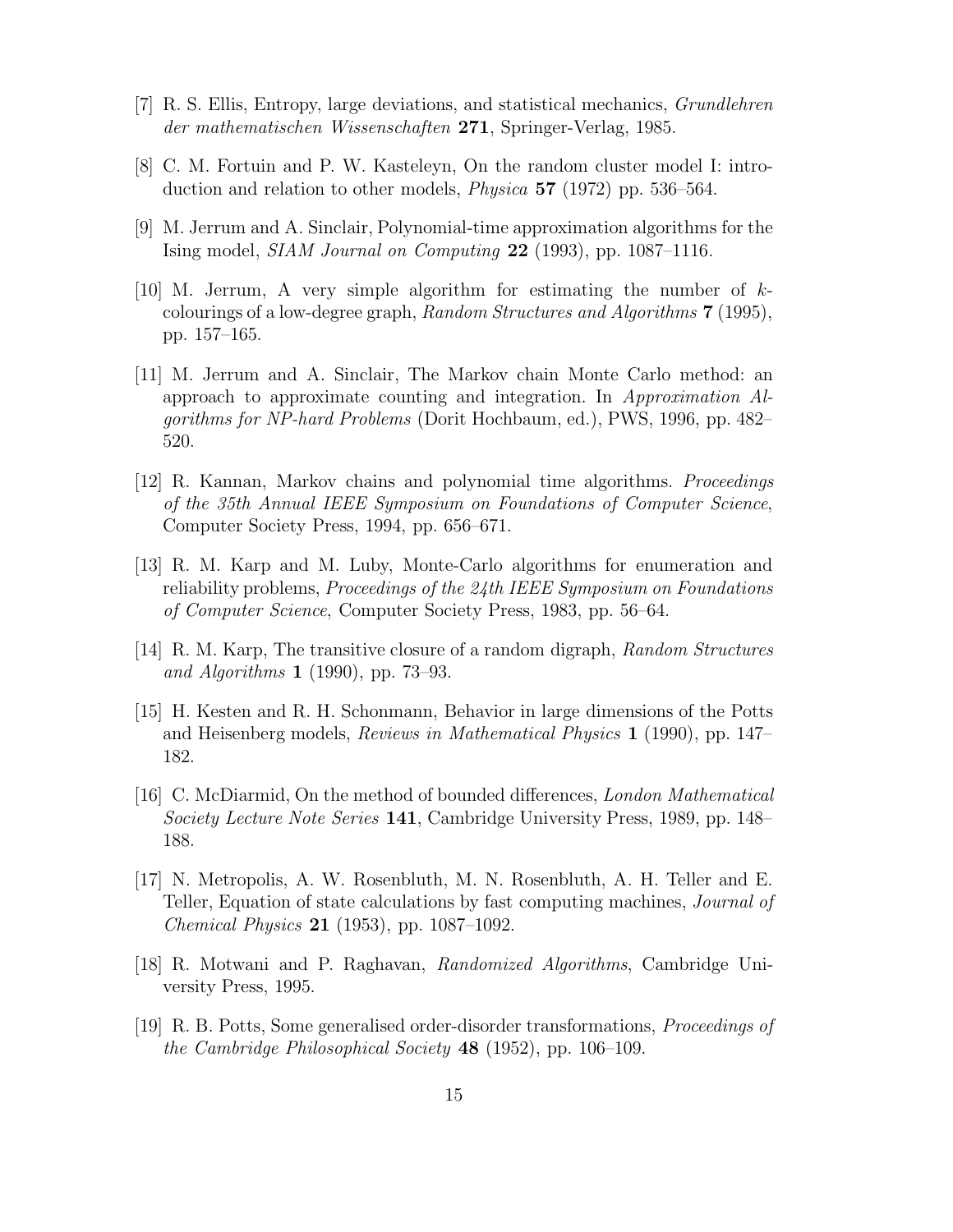[7] R. S. Ellis, Entropy, large deviations, and statistical mechanics, *Grundlehren der mathematischen Wissenschaften* **271**, Springer-Verlag, 1985.

[8] C. M. Fortuin and P. W. Kasteleyn, On the random cluster model I: introduction and relation to other models, *Physica* **57** (1972) pp. 536–564.

[9] M. Jerrum and A. Sinclair, Polynomial-time approximation algorithms for the Ising model, *SIAM Journal on Computing* **22** (1993), pp. 1087–1116.

[10] M. Jerrum, A very simple algorithm for estimating the number of $k$-colourings of a low-degree graph, *Random Structures and Algorithms* **7** (1995), pp. 157–165.

[11] M. Jerrum and A. Sinclair, The Markov chain Monte Carlo method: an approach to approximate counting and integration. In *Approximation Algorithms for NP-hard Problems* (Dorit Hochbaum, ed.), PWS, 1996, pp. 482–520.

[12] R. Kannan, Markov chains and polynomial time algorithms. *Proceedings of the 35th Annual IEEE Symposium on Foundations of Computer Science*, Computer Society Press, 1994, pp. 656–671.

[13] R. M. Karp and M. Luby, Monte-Carlo algorithms for enumeration and reliability problems, *Proceedings of the 24th IEEE Symposium on Foundations of Computer Science*, Computer Society Press, 1983, pp. 56–64.

[14] R. M. Karp, The transitive closure of a random digraph, *Random Structures and Algorithms* **1** (1990), pp. 73–93.

[15] H. Kesten and R. H. Schonmann, Behavior in large dimensions of the Potts and Heisenberg models, *Reviews in Mathematical Physics* **1** (1990), pp. 147–182.

[16] C. McDiarmid, On the method of bounded differences, *London Mathematical Society Lecture Note Series* **141**, Cambridge University Press, 1989, pp. 148–188.

[17] N. Metropolis, A. W. Rosenbluth, M. N. Rosenbluth, A. H. Teller and E. Teller, Equation of state calculations by fast computing machines, *Journal of Chemical Physics* **21** (1953), pp. 1087–1092.

[18] R. Motwani and P. Raghavan, *Randomized Algorithms*, Cambridge University Press, 1995.

[19] R. B. Potts, Some generalised order-disorder transformations, *Proceedings of the Cambridge Philosophical Society* **48** (1952), pp. 106–109.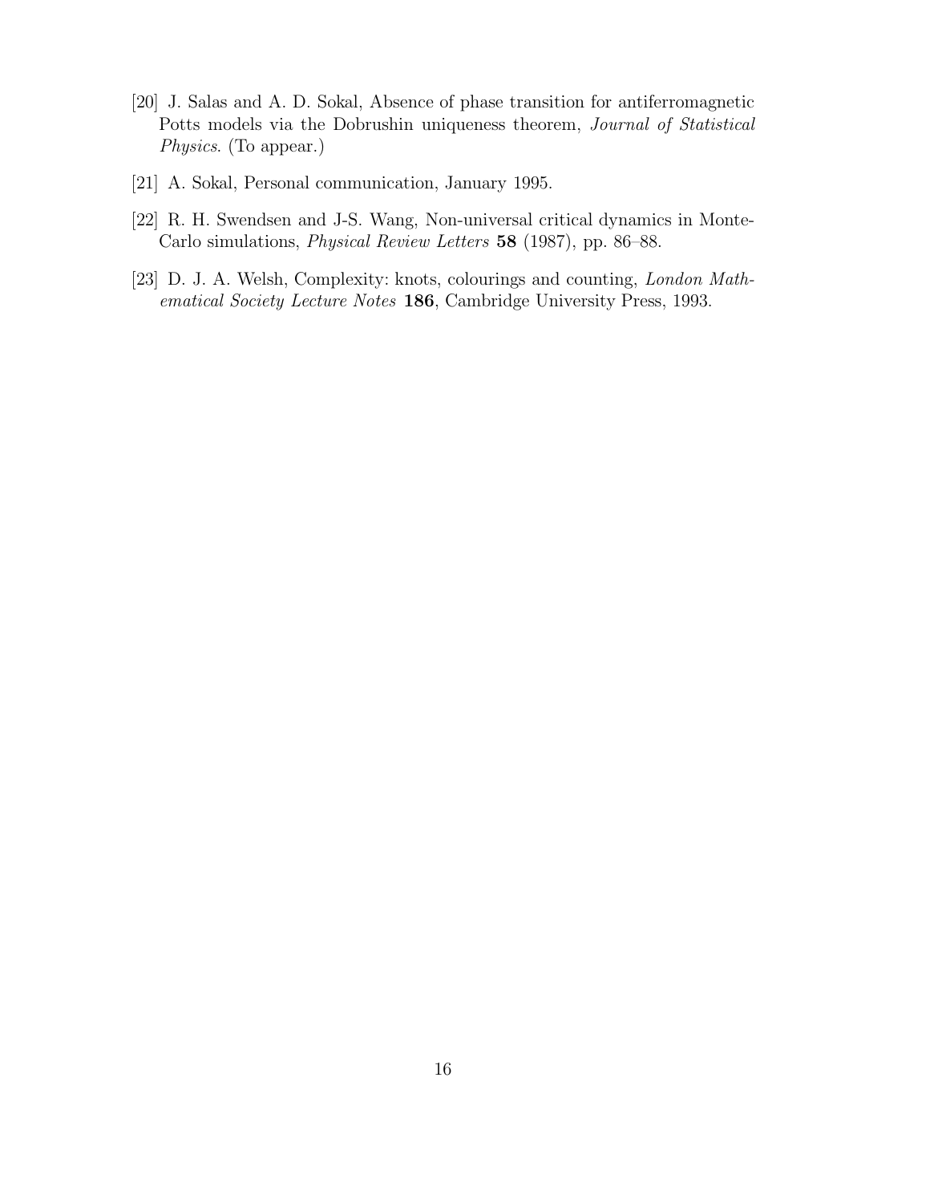[20] J. Salas and A. D. Sokal, Absence of phase transition for antiferromagnetic Potts models via the Dobrushin uniqueness theorem, *Journal of Statistical Physics*. (To appear.)

[21] A. Sokal, Personal communication, January 1995.

[22] R. H. Swendsen and J-S. Wang, Non-universal critical dynamics in Monte-Carlo simulations, *Physical Review Letters* **58** (1987), pp. 86–88.

[23] D. J. A. Welsh, Complexity: knots, colourings and counting, *London Mathematical Society Lecture Notes* **186**, Cambridge University Press, 1993.